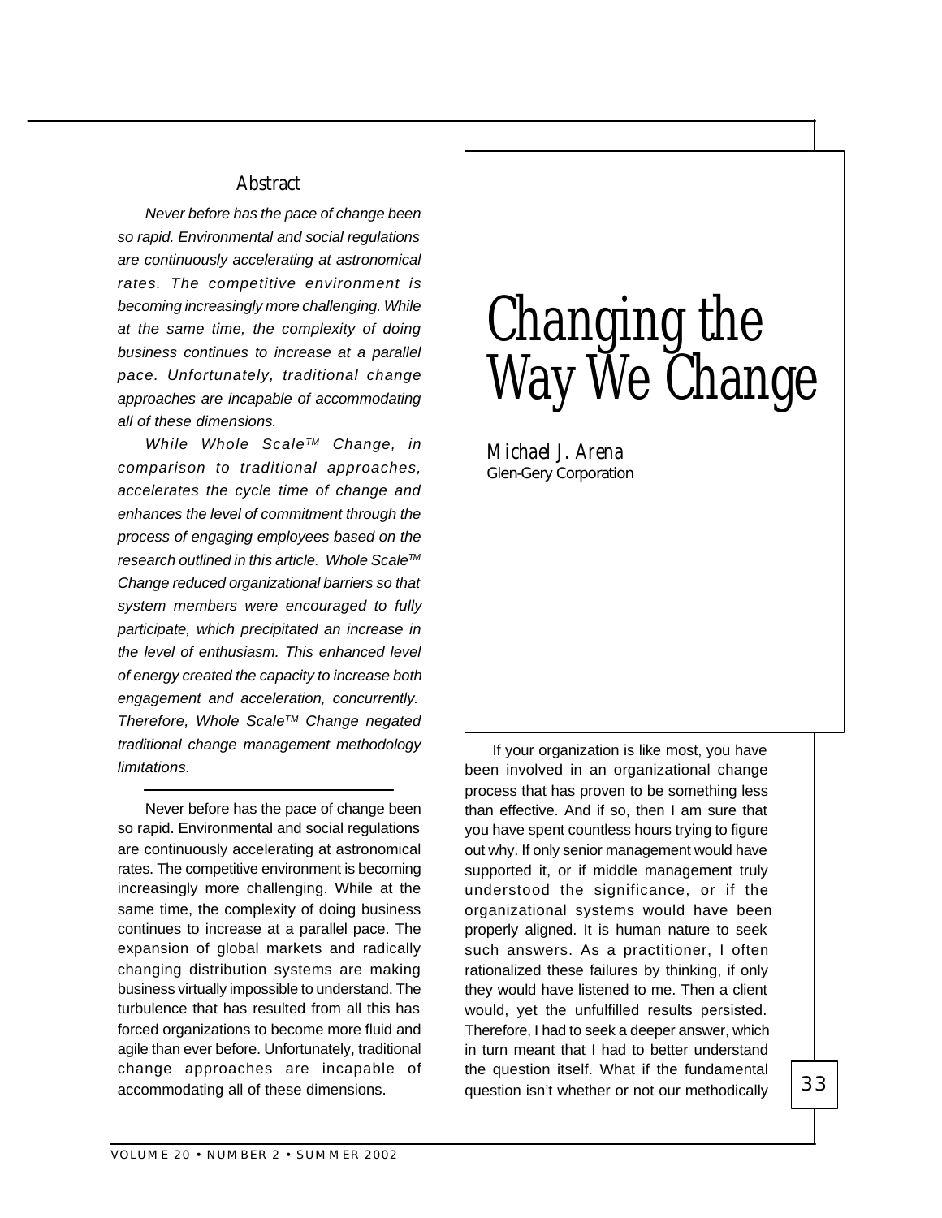# Changing the Way We Change

Michael J. Arena
Glen-Gery Corporation

## Abstract

*Never before has the pace of change been so rapid. Environmental and social regulations are continuously accelerating at astronomical rates. The competitive environment is becoming increasingly more challenging. While at the same time, the complexity of doing business continues to increase at a parallel pace. Unfortunately, traditional change approaches are incapable of accommodating all of these dimensions.*

*While Whole Scale™ Change, in comparison to traditional approaches, accelerates the cycle time of change and enhances the level of commitment through the process of engaging employees based on the research outlined in this article. Whole Scale™ Change reduced organizational barriers so that system members were encouraged to fully participate, which precipitated an increase in the level of enthusiasm. This enhanced level of energy created the capacity to increase both engagement and acceleration, concurrently. Therefore, Whole Scale™ Change negated traditional change management methodology limitations.*

---

Never before has the pace of change been so rapid. Environmental and social regulations are continuously accelerating at astronomical rates. The competitive environment is becoming increasingly more challenging. While at the same time, the complexity of doing business continues to increase at a parallel pace. The expansion of global markets and radically changing distribution systems are making business virtually impossible to understand. The turbulence that has resulted from all this has forced organizations to become more fluid and agile than ever before. Unfortunately, traditional change approaches are incapable of accommodating all of these dimensions.

If your organization is like most, you have been involved in an organizational change process that has proven to be something less than effective. And if so, then I am sure that you have spent countless hours trying to figure out why. If only senior management would have supported it, or if middle management truly understood the significance, or if the organizational systems would have been properly aligned. It is human nature to seek such answers. As a practitioner, I often rationalized these failures by thinking, if only they would have listened to me. Then a client would, yet the unfulfilled results persisted. Therefore, I had to seek a deeper answer, which in turn meant that I had to better understand the question itself. What if the fundamental question isn't whether or not our methodically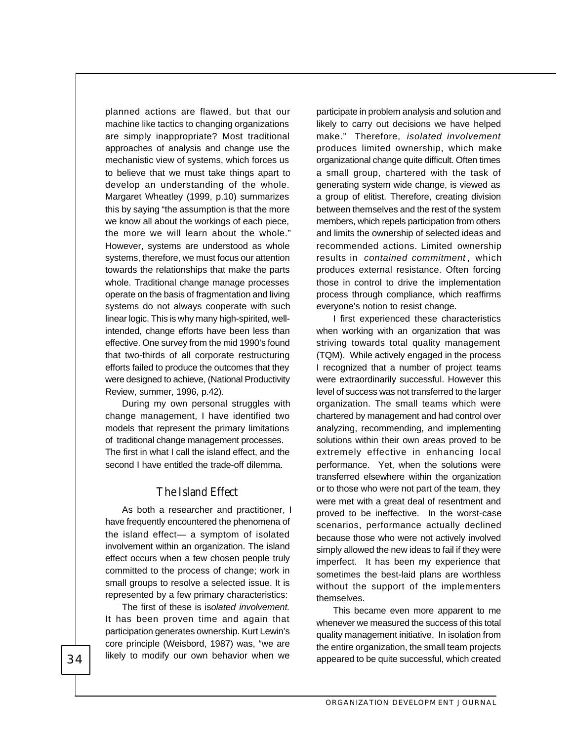planned actions are flawed, but that our machine like tactics to changing organizations are simply inappropriate? Most traditional approaches of analysis and change use the mechanistic view of systems, which forces us to believe that we must take things apart to develop an understanding of the whole. Margaret Wheatley (1999, p.10) summarizes this by saying "the assumption is that the more we know all about the workings of each piece, the more we will learn about the whole." However, systems are understood as whole systems, therefore, we must focus our attention towards the relationships that make the parts whole. Traditional change manage processes operate on the basis of fragmentation and living systems do not always cooperate with such linear logic. This is why many high-spirited, well-intended, change efforts have been less than effective. One survey from the mid 1990's found that two-thirds of all corporate restructuring efforts failed to produce the outcomes that they were designed to achieve, (National Productivity Review, summer, 1996, p.42).

During my own personal struggles with change management, I have identified two models that represent the primary limitations of traditional change management processes. The first in what I call the island effect, and the second I have entitled the trade-off dilemma.

## The Island Effect

As both a researcher and practitioner, I have frequently encountered the phenomena of the island effect— a symptom of isolated involvement within an organization. The island effect occurs when a few chosen people truly committed to the process of change; work in small groups to resolve a selected issue. It is represented by a few primary characteristics:

The first of these is is*olated involvement.* It has been proven time and again that participation generates ownership. Kurt Lewin's core principle (Weisbord, 1987) was, "we are likely to modify our own behavior when we participate in problem analysis and solution and likely to carry out decisions we have helped make." Therefore, *isolated involvement* produces limited ownership, which make organizational change quite difficult. Often times a small group, chartered with the task of generating system wide change, is viewed as a group of elitist. Therefore, creating division between themselves and the rest of the system members, which repels participation from others and limits the ownership of selected ideas and recommended actions. Limited ownership results in *contained commitment*, which produces external resistance. Often forcing those in control to drive the implementation process through compliance, which reaffirms everyone's notion to resist change.

I first experienced these characteristics when working with an organization that was striving towards total quality management (TQM). While actively engaged in the process I recognized that a number of project teams were extraordinarily successful. However this level of success was not transferred to the larger organization. The small teams which were chartered by management and had control over analyzing, recommending, and implementing solutions within their own areas proved to be extremely effective in enhancing local performance. Yet, when the solutions were transferred elsewhere within the organization or to those who were not part of the team, they were met with a great deal of resentment and proved to be ineffective. In the worst-case scenarios, performance actually declined because those who were not actively involved simply allowed the new ideas to fail if they were imperfect. It has been my experience that sometimes the best-laid plans are worthless without the support of the implementers themselves.

This became even more apparent to me whenever we measured the success of this total quality management initiative. In isolation from the entire organization, the small team projects appeared to be quite successful, which created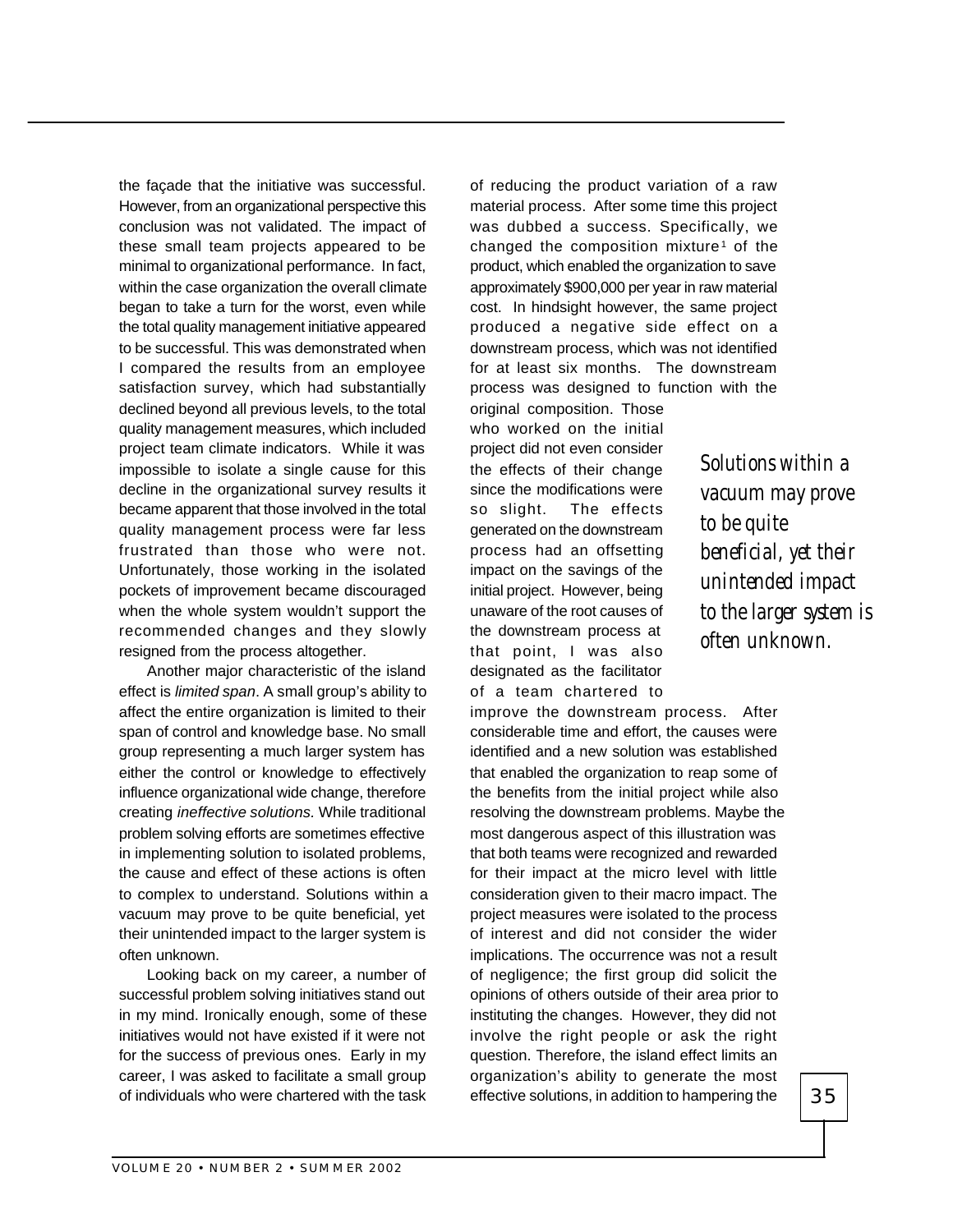the façade that the initiative was successful. However, from an organizational perspective this conclusion was not validated. The impact of these small team projects appeared to be minimal to organizational performance. In fact, within the case organization the overall climate began to take a turn for the worst, even while the total quality management initiative appeared to be successful. This was demonstrated when I compared the results from an employee satisfaction survey, which had substantially declined beyond all previous levels, to the total quality management measures, which included project team climate indicators. While it was impossible to isolate a single cause for this decline in the organizational survey results it became apparent that those involved in the total quality management process were far less frustrated than those who were not. Unfortunately, those working in the isolated pockets of improvement became discouraged when the whole system wouldn't support the recommended changes and they slowly resigned from the process altogether.

Another major characteristic of the island effect is *limited span*. A small group's ability to affect the entire organization is limited to their span of control and knowledge base. No small group representing a much larger system has either the control or knowledge to effectively influence organizational wide change, therefore creating *ineffective solutions.* While traditional problem solving efforts are sometimes effective in implementing solution to isolated problems, the cause and effect of these actions is often to complex to understand. Solutions within a vacuum may prove to be quite beneficial, yet their unintended impact to the larger system is often unknown.

Looking back on my career, a number of successful problem solving initiatives stand out in my mind. Ironically enough, some of these initiatives would not have existed if it were not for the success of previous ones. Early in my career, I was asked to facilitate a small group of individuals who were chartered with the task of reducing the product variation of a raw material process. After some time this project was dubbed a success. Specifically, we changed the composition mixture[1] of the product, which enabled the organization to save approximately $900,000 per year in raw material cost. In hindsight however, the same project produced a negative side effect on a downstream process, which was not identified for at least six months. The downstream process was designed to function with the original composition. Those who worked on the initial project did not even consider the effects of their change since the modifications were so slight. The effects generated on the downstream process had an offsetting impact on the savings of the initial project. However, being unaware of the root causes of the downstream process at that point, I was also designated as the facilitator of a team chartered to improve the downstream process. After considerable time and effort, the causes were identified and a new solution was established that enabled the organization to reap some of the benefits from the initial project while also resolving the downstream problems. Maybe the most dangerous aspect of this illustration was that both teams were recognized and rewarded for their impact at the micro level with little consideration given to their macro impact. The project measures were isolated to the process of interest and did not consider the wider implications. The occurrence was not a result of negligence; the first group did solicit the opinions of others outside of their area prior to instituting the changes. However, they did not involve the right people or ask the right question. Therefore, the island effect limits an organization's ability to generate the most effective solutions, in addition to hampering the

*Solutions within a vacuum may prove to be quite beneficial, yet their unintended impact to the larger system is often unknown.*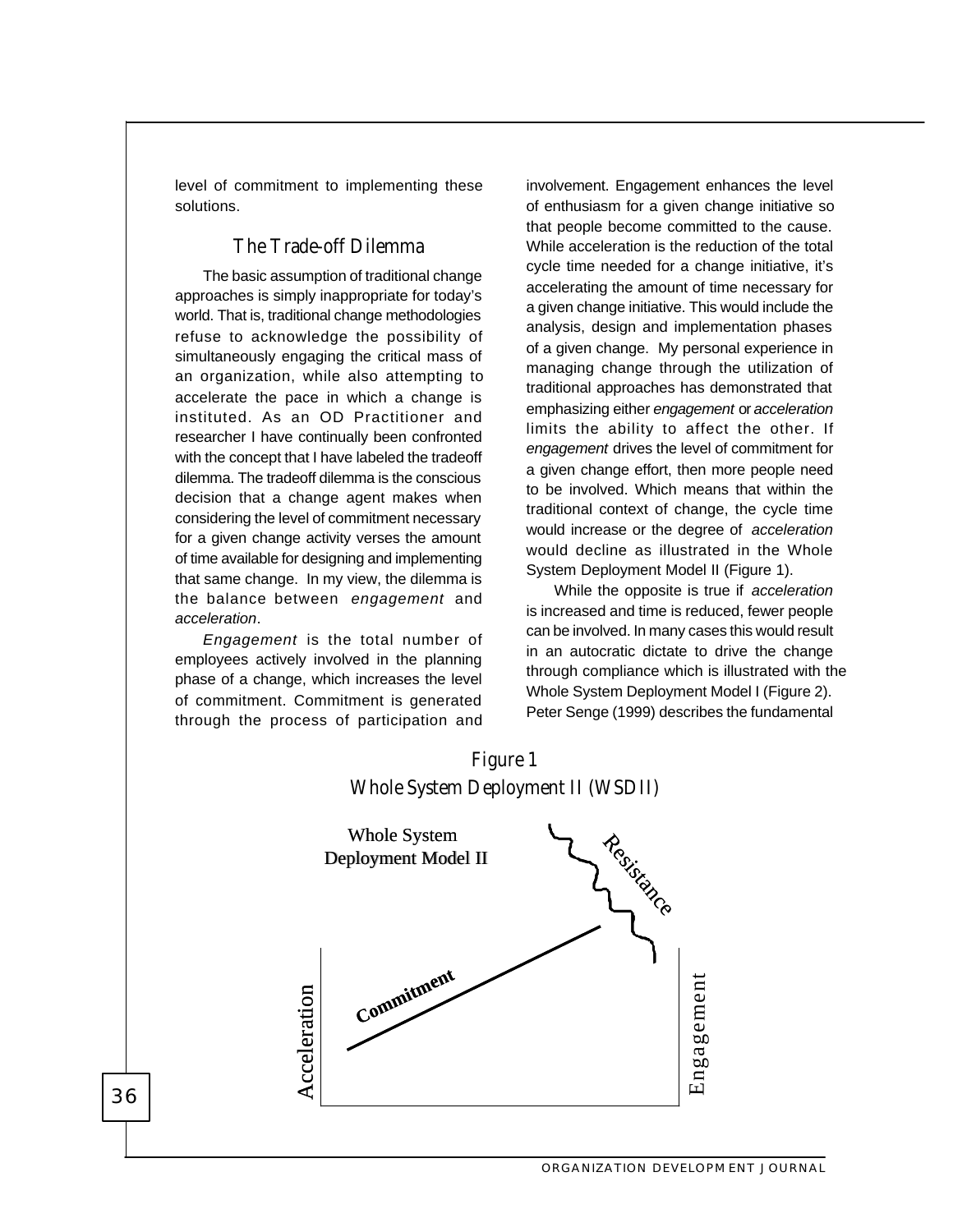level of commitment to implementing these solutions.

## The Trade-off Dilemma

The basic assumption of traditional change approaches is simply inappropriate for today's world. That is, traditional change methodologies refuse to acknowledge the possibility of simultaneously engaging the critical mass of an organization, while also attempting to accelerate the pace in which a change is instituted. As an OD Practitioner and researcher I have continually been confronted with the concept that I have labeled the tradeoff dilemma. The tradeoff dilemma is the conscious decision that a change agent makes when considering the level of commitment necessary for a given change activity verses the amount of time available for designing and implementing that same change. In my view, the dilemma is the balance between *engagement* and *acceleration*.

*Engagement* is the total number of employees actively involved in the planning phase of a change, which increases the level of commitment. Commitment is generated through the process of participation and involvement. Engagement enhances the level of enthusiasm for a given change initiative so that people become committed to the cause. While acceleration is the reduction of the total cycle time needed for a change initiative, it's accelerating the amount of time necessary for a given change initiative. This would include the analysis, design and implementation phases of a given change. My personal experience in managing change through the utilization of traditional approaches has demonstrated that emphasizing either *engagement* or *acceleration* limits the ability to affect the other. If *engagement* drives the level of commitment for a given change effort, then more people need to be involved. Which means that within the traditional context of change, the cycle time would increase or the degree of *acceleration* would decline as illustrated in the Whole System Deployment Model II (Figure 1).

While the opposite is true if *acceleration* is increased and time is reduced, fewer people can be involved. In many cases this would result in an autocratic dictate to drive the change through compliance which is illustrated with the Whole System Deployment Model I (Figure 2). Peter Senge (1999) describes the fundamental

Figure 1
Whole System Deployment II (WSDII)

Whole System Deployment Model II

Resistance

Commitment

Acceleration

Engagement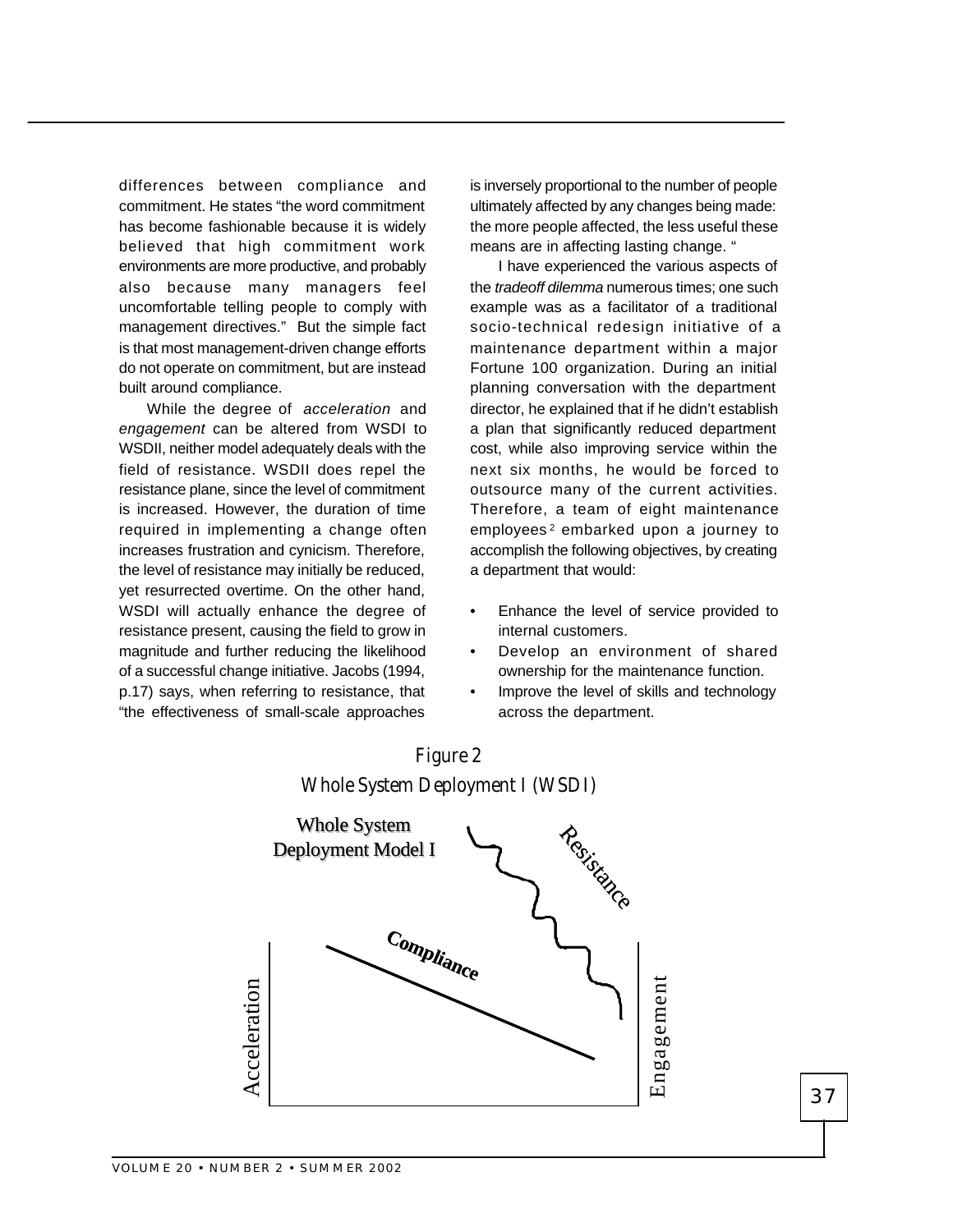differences between compliance and commitment. He states "the word commitment has become fashionable because it is widely believed that high commitment work environments are more productive, and probably also because many managers feel uncomfortable telling people to comply with management directives." But the simple fact is that most management-driven change efforts do not operate on commitment, but are instead built around compliance.

While the degree of *acceleration* and *engagement* can be altered from WSDI to WSDII, neither model adequately deals with the field of resistance. WSDII does repel the resistance plane, since the level of commitment is increased. However, the duration of time required in implementing a change often increases frustration and cynicism. Therefore, the level of resistance may initially be reduced, yet resurrected overtime. On the other hand, WSDI will actually enhance the degree of resistance present, causing the field to grow in magnitude and further reducing the likelihood of a successful change initiative. Jacobs (1994, p.17) says, when referring to resistance, that "the effectiveness of small-scale approaches is inversely proportional to the number of people ultimately affected by any changes being made: the more people affected, the less useful these means are in affecting lasting change. "

I have experienced the various aspects of the *tradeoff dilemma* numerous times; one such example was as a facilitator of a traditional socio-technical redesign initiative of a maintenance department within a major Fortune 100 organization. During an initial planning conversation with the department director, he explained that if he didn't establish a plan that significantly reduced department cost, while also improving service within the next six months, he would be forced to outsource many of the current activities. Therefore, a team of eight maintenance employees [2] embarked upon a journey to accomplish the following objectives, by creating a department that would:

- Enhance the level of service provided to internal customers.
- Develop an environment of shared ownership for the maintenance function.
- Improve the level of skills and technology across the department.

Figure 2

Whole System Deployment I (WSDI)

Whole System Deployment Model I

Resistance

Compliance

Acceleration

Engagement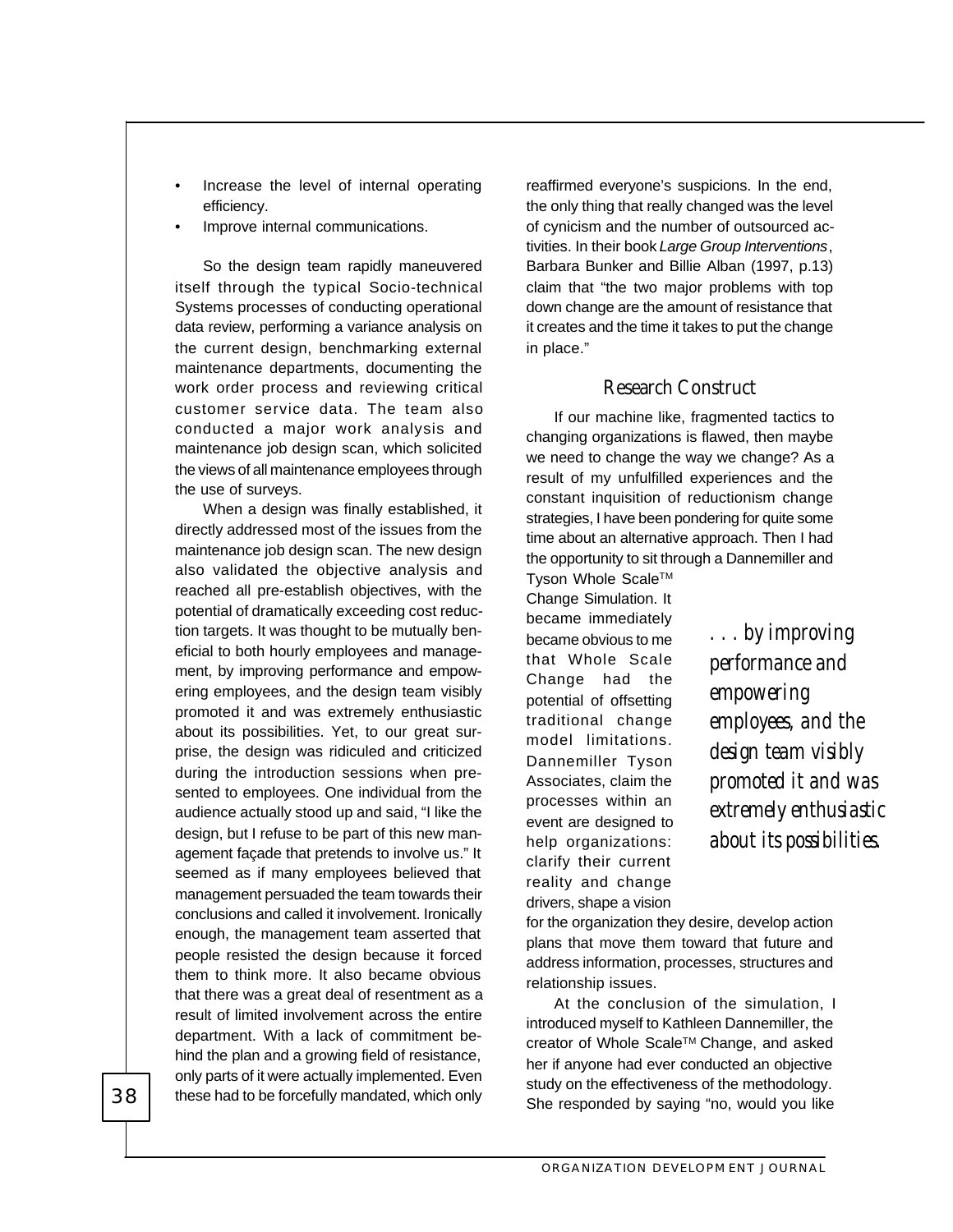- Increase the level of internal operating efficiency.
- Improve internal communications.

So the design team rapidly maneuvered itself through the typical Socio-technical Systems processes of conducting operational data review, performing a variance analysis on the current design, benchmarking external maintenance departments, documenting the work order process and reviewing critical customer service data. The team also conducted a major work analysis and maintenance job design scan, which solicited the views of all maintenance employees through the use of surveys.

When a design was finally established, it directly addressed most of the issues from the maintenance job design scan. The new design also validated the objective analysis and reached all pre-establish objectives, with the potential of dramatically exceeding cost reduction targets. It was thought to be mutually beneficial to both hourly employees and management, by improving performance and empowering employees, and the design team visibly promoted it and was extremely enthusiastic about its possibilities. Yet, to our great surprise, the design was ridiculed and criticized during the introduction sessions when presented to employees. One individual from the audience actually stood up and said, "I like the design, but I refuse to be part of this new management façade that pretends to involve us." It seemed as if many employees believed that management persuaded the team towards their conclusions and called it involvement. Ironically enough, the management team asserted that people resisted the design because it forced them to think more. It also became obvious that there was a great deal of resentment as a result of limited involvement across the entire department. With a lack of commitment behind the plan and a growing field of resistance, only parts of it were actually implemented. Even these had to be forcefully mandated, which only reaffirmed everyone's suspicions. In the end, the only thing that really changed was the level of cynicism and the number of outsourced activities. In their book *Large Group Interventions*, Barbara Bunker and Billie Alban (1997, p.13) claim that "the two major problems with top down change are the amount of resistance that it creates and the time it takes to put the change in place."

## Research Construct

If our machine like, fragmented tactics to changing organizations is flawed, then maybe we need to change the way we change? As a result of my unfulfilled experiences and the constant inquisition of reductionism change strategies, I have been pondering for quite some time about an alternative approach. Then I had the opportunity to sit through a Dannemiller and Tyson Whole Scale™ Change Simulation. It became immediately became obvious to me that Whole Scale Change had the potential of offsetting traditional change model limitations. Dannemiller Tyson Associates, claim the processes within an event are designed to help organizations: clarify their current reality and change drivers, shape a vision for the organization they desire, develop action plans that move them toward that future and address information, processes, structures and relationship issues.

*. . . by improving performance and empowering employees, and the design team visibly promoted it and was extremely enthusiastic about its possibilities.*

At the conclusion of the simulation, I introduced myself to Kathleen Dannemiller, the creator of Whole Scale™ Change, and asked her if anyone had ever conducted an objective study on the effectiveness of the methodology. She responded by saying "no, would you like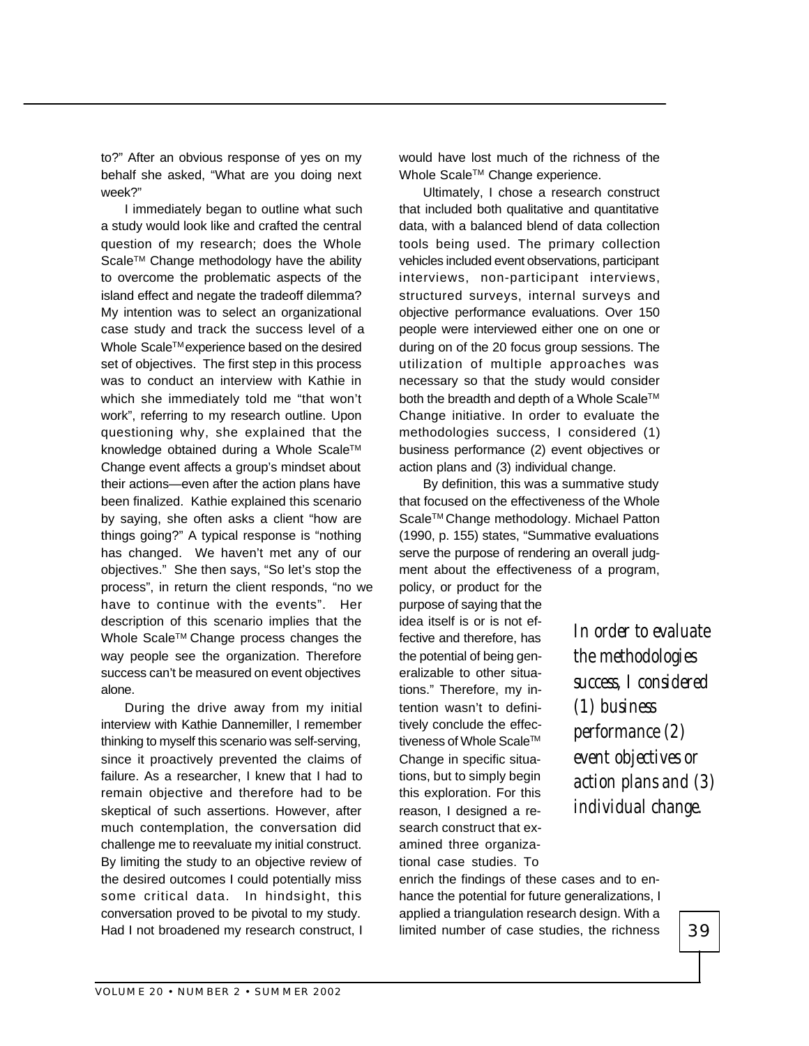to?" After an obvious response of yes on my behalf she asked, "What are you doing next week?"

I immediately began to outline what such a study would look like and crafted the central question of my research; does the Whole Scale™ Change methodology have the ability to overcome the problematic aspects of the island effect and negate the tradeoff dilemma? My intention was to select an organizational case study and track the success level of a Whole Scale™ experience based on the desired set of objectives. The first step in this process was to conduct an interview with Kathie in which she immediately told me "that won't work", referring to my research outline. Upon questioning why, she explained that the knowledge obtained during a Whole Scale™ Change event affects a group's mindset about their actions—even after the action plans have been finalized. Kathie explained this scenario by saying, she often asks a client "how are things going?" A typical response is "nothing has changed. We haven't met any of our objectives." She then says, "So let's stop the process", in return the client responds, "no we have to continue with the events". Her description of this scenario implies that the Whole Scale™ Change process changes the way people see the organization. Therefore success can't be measured on event objectives alone.

During the drive away from my initial interview with Kathie Dannemiller, I remember thinking to myself this scenario was self-serving, since it proactively prevented the claims of failure. As a researcher, I knew that I had to remain objective and therefore had to be skeptical of such assertions. However, after much contemplation, the conversation did challenge me to reevaluate my initial construct. By limiting the study to an objective review of the desired outcomes I could potentially miss some critical data. In hindsight, this conversation proved to be pivotal to my study. Had I not broadened my research construct, I would have lost much of the richness of the Whole Scale™ Change experience.

Ultimately, I chose a research construct that included both qualitative and quantitative data, with a balanced blend of data collection tools being used. The primary collection vehicles included event observations, participant interviews, non-participant interviews, structured surveys, internal surveys and objective performance evaluations. Over 150 people were interviewed either one on one or during on of the 20 focus group sessions. The utilization of multiple approaches was necessary so that the study would consider both the breadth and depth of a Whole Scale™ Change initiative. In order to evaluate the methodologies success, I considered (1) business performance (2) event objectives or action plans and (3) individual change.

By definition, this was a summative study that focused on the effectiveness of the Whole Scale™ Change methodology. Michael Patton (1990, p. 155) states, "Summative evaluations serve the purpose of rendering an overall judgment about the effectiveness of a program, policy, or product for the purpose of saying that the idea itself is or is not effective and therefore, has the potential of being generalizable to other situations." Therefore, my intention wasn't to definitively conclude the effectiveness of Whole Scale™ Change in specific situations, but to simply begin this exploration. For this reason, I designed a research construct that examined three organizational case studies. To enrich the findings of these cases and to enhance the potential for future generalizations, I applied a triangulation research design. With a limited number of case studies, the richness

*In order to evaluate the methodologies success, I considered (1) business performance (2) event objectives or action plans and (3) individual change.*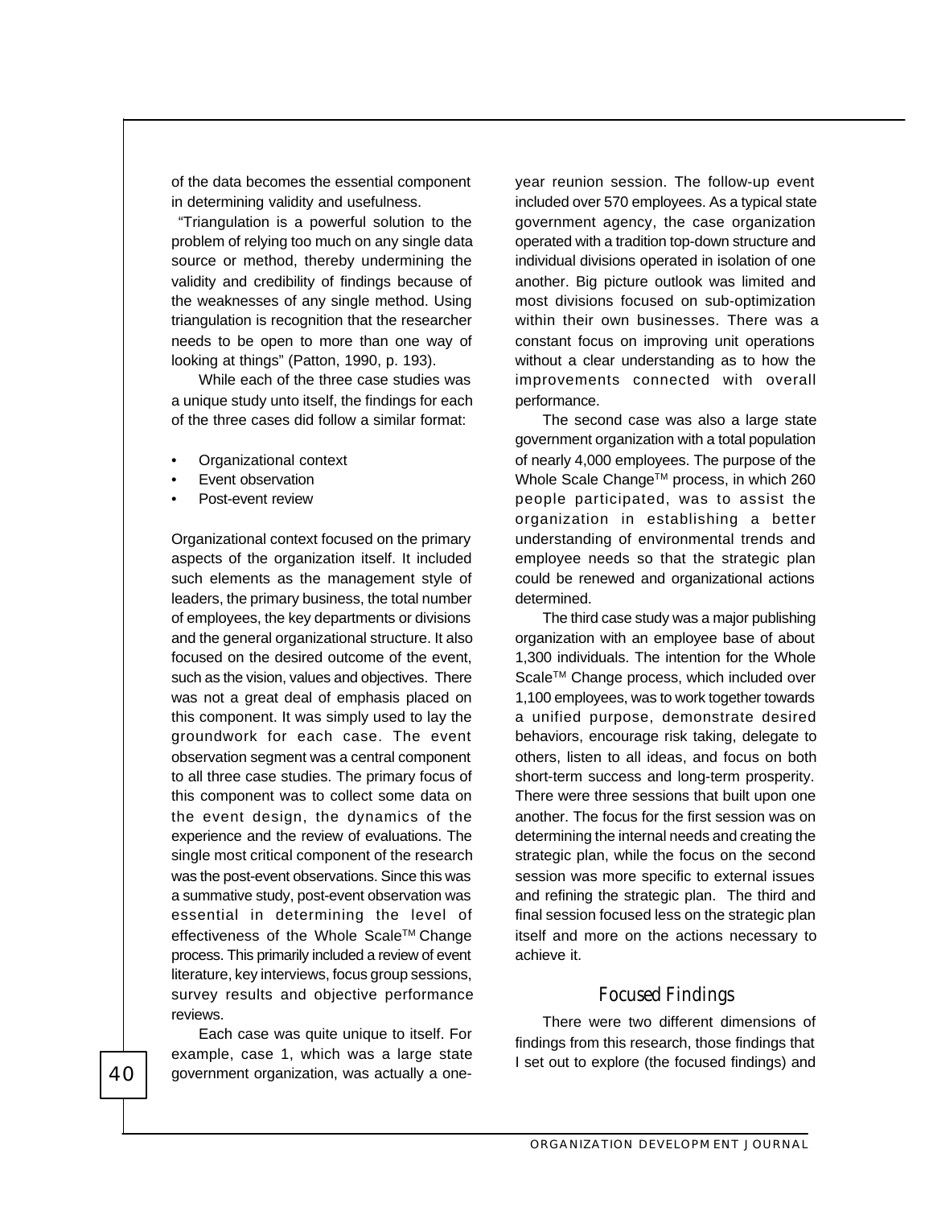of the data becomes the essential component in determining validity and usefulness.

"Triangulation is a powerful solution to the problem of relying too much on any single data source or method, thereby undermining the validity and credibility of findings because of the weaknesses of any single method. Using triangulation is recognition that the researcher needs to be open to more than one way of looking at things" (Patton, 1990, p. 193).

While each of the three case studies was a unique study unto itself, the findings for each of the three cases did follow a similar format:

- Organizational context
- Event observation
- Post-event review

Organizational context focused on the primary aspects of the organization itself. It included such elements as the management style of leaders, the primary business, the total number of employees, the key departments or divisions and the general organizational structure. It also focused on the desired outcome of the event, such as the vision, values and objectives. There was not a great deal of emphasis placed on this component. It was simply used to lay the groundwork for each case. The event observation segment was a central component to all three case studies. The primary focus of this component was to collect some data on the event design, the dynamics of the experience and the review of evaluations. The single most critical component of the research was the post-event observations. Since this was a summative study, post-event observation was essential in determining the level of effectiveness of the Whole Scale™ Change process. This primarily included a review of event literature, key interviews, focus group sessions, survey results and objective performance reviews.

Each case was quite unique to itself. For example, case 1, which was a large state government organization, was actually a one-year reunion session. The follow-up event included over 570 employees. As a typical state government agency, the case organization operated with a tradition top-down structure and individual divisions operated in isolation of one another. Big picture outlook was limited and most divisions focused on sub-optimization within their own businesses. There was a constant focus on improving unit operations without a clear understanding as to how the improvements connected with overall performance.

The second case was also a large state government organization with a total population of nearly 4,000 employees. The purpose of the Whole Scale Change™ process, in which 260 people participated, was to assist the organization in establishing a better understanding of environmental trends and employee needs so that the strategic plan could be renewed and organizational actions determined.

The third case study was a major publishing organization with an employee base of about 1,300 individuals. The intention for the Whole Scale™ Change process, which included over 1,100 employees, was to work together towards a unified purpose, demonstrate desired behaviors, encourage risk taking, delegate to others, listen to all ideas, and focus on both short-term success and long-term prosperity. There were three sessions that built upon one another. The focus for the first session was on determining the internal needs and creating the strategic plan, while the focus on the second session was more specific to external issues and refining the strategic plan. The third and final session focused less on the strategic plan itself and more on the actions necessary to achieve it.

## *Focused Findings*

There were two different dimensions of findings from this research, those findings that I set out to explore (the focused findings) and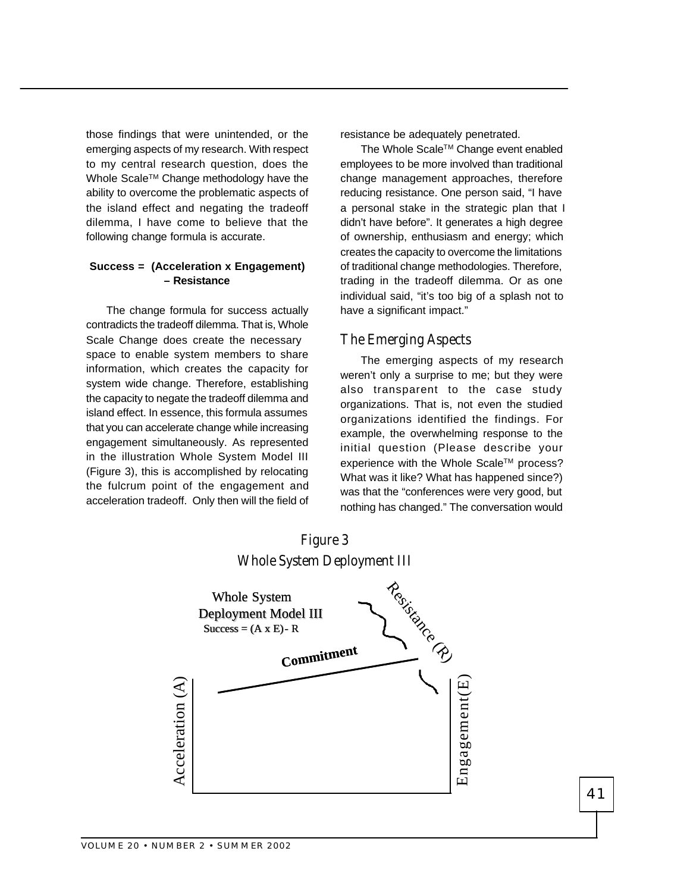those findings that were unintended, or the emerging aspects of my research. With respect to my central research question, does the Whole Scale™ Change methodology have the ability to overcome the problematic aspects of the island effect and negating the tradeoff dilemma, I have come to believe that the following change formula is accurate.

**Success = (Acceleration x Engagement) – Resistance**

The change formula for success actually contradicts the tradeoff dilemma. That is, Whole Scale Change does create the necessary space to enable system members to share information, which creates the capacity for system wide change. Therefore, establishing the capacity to negate the tradeoff dilemma and island effect. In essence, this formula assumes that you can accelerate change while increasing engagement simultaneously. As represented in the illustration Whole System Model III (Figure 3), this is accomplished by relocating the fulcrum point of the engagement and acceleration tradeoff. Only then will the field of resistance be adequately penetrated.

The Whole Scale™ Change event enabled employees to be more involved than traditional change management approaches, therefore reducing resistance. One person said, "I have a personal stake in the strategic plan that I didn't have before". It generates a high degree of ownership, enthusiasm and energy; which creates the capacity to overcome the limitations of traditional change methodologies. Therefore, trading in the tradeoff dilemma. Or as one individual said, "it's too big of a splash not to have a significant impact."

## The Emerging Aspects

The emerging aspects of my research weren't only a surprise to me; but they were also transparent to the case study organizations. That is, not even the studied organizations identified the findings. For example, the overwhelming response to the initial question (Please describe your experience with the Whole Scale™ process? What was it like? What has happened since?) was that the "conferences were very good, but nothing has changed." The conversation would

*Figure 3*
*Whole System Deployment III*

Whole System Deployment Model III
Success = (A x E) - R

Commitment

Resistance (R)

Acceleration (A)

Engagement(E)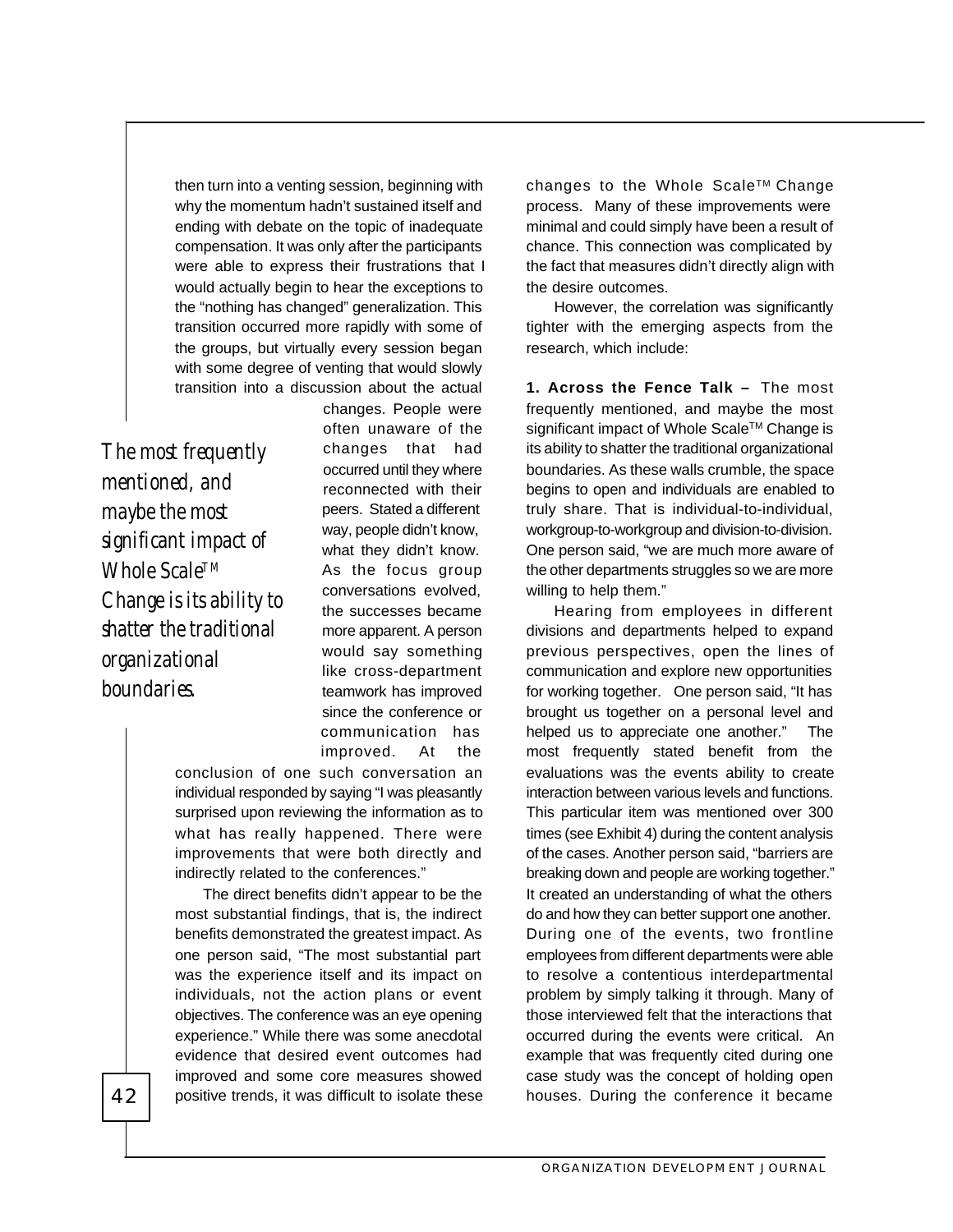then turn into a venting session, beginning with why the momentum hadn't sustained itself and ending with debate on the topic of inadequate compensation. It was only after the participants were able to express their frustrations that I would actually begin to hear the exceptions to the "nothing has changed" generalization. This transition occurred more rapidly with some of the groups, but virtually every session began with some degree of venting that would slowly transition into a discussion about the actual changes. People were often unaware of the changes that had occurred until they where reconnected with their peers. Stated a different way, people didn't know, what they didn't know. As the focus group conversations evolved, the successes became more apparent. A person would say something like cross-department teamwork has improved since the conference or communication has improved. At the conclusion of one such conversation an individual responded by saying "I was pleasantly surprised upon reviewing the information as to what has really happened. There were improvements that were both directly and indirectly related to the conferences."

> *The most frequently mentioned, and maybe the most significant impact of Whole Scale™ Change is its ability to shatter the traditional organizational boundaries.*

The direct benefits didn't appear to be the most substantial findings, that is, the indirect benefits demonstrated the greatest impact. As one person said, "The most substantial part was the experience itself and its impact on individuals, not the action plans or event objectives. The conference was an eye opening experience." While there was some anecdotal evidence that desired event outcomes had improved and some core measures showed positive trends, it was difficult to isolate these changes to the Whole Scale™ Change process. Many of these improvements were minimal and could simply have been a result of chance. This connection was complicated by the fact that measures didn't directly align with the desire outcomes.

However, the correlation was significantly tighter with the emerging aspects from the research, which include:

**1. Across the Fence Talk –** The most frequently mentioned, and maybe the most significant impact of Whole Scale™ Change is its ability to shatter the traditional organizational boundaries. As these walls crumble, the space begins to open and individuals are enabled to truly share. That is individual-to-individual, workgroup-to-workgroup and division-to-division. One person said, "we are much more aware of the other departments struggles so we are more willing to help them."

Hearing from employees in different divisions and departments helped to expand previous perspectives, open the lines of communication and explore new opportunities for working together. One person said, "It has brought us together on a personal level and helped us to appreciate one another." The most frequently stated benefit from the evaluations was the events ability to create interaction between various levels and functions. This particular item was mentioned over 300 times (see Exhibit 4) during the content analysis of the cases. Another person said, "barriers are breaking down and people are working together." It created an understanding of what the others do and how they can better support one another. During one of the events, two frontline employees from different departments were able to resolve a contentious interdepartmental problem by simply talking it through. Many of those interviewed felt that the interactions that occurred during the events were critical. An example that was frequently cited during one case study was the concept of holding open houses. During the conference it became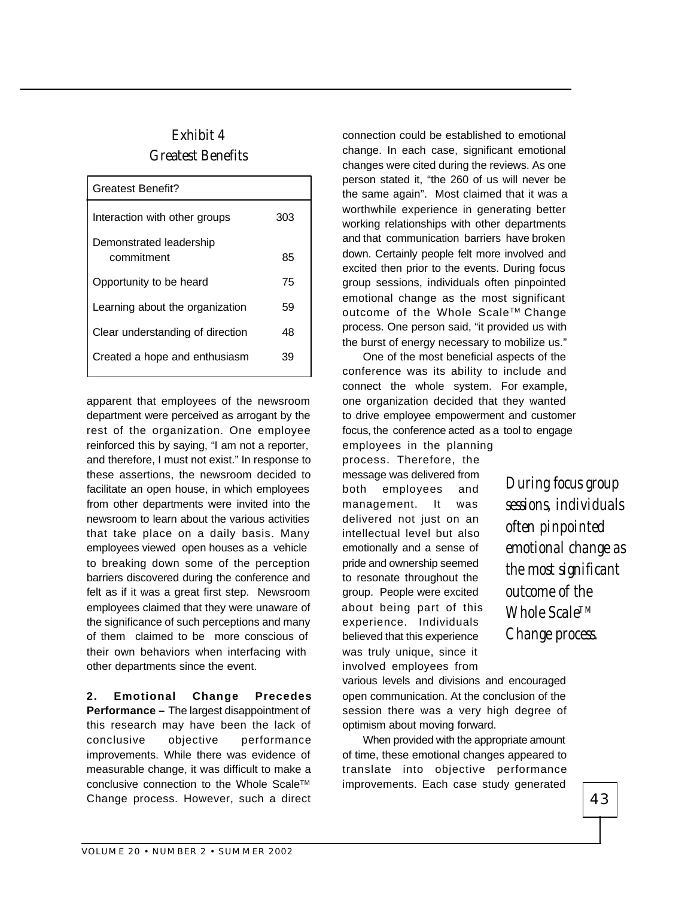### Exhibit 4
### Greatest Benefits

| Greatest Benefit? | |
|---|---|
| Interaction with other groups | 303 |
| Demonstrated leadership commitment | 85 |
| Opportunity to be heard | 75 |
| Learning about the organization | 59 |
| Clear understanding of direction | 48 |
| Created a hope and enthusiasm | 39 |

apparent that employees of the newsroom department were perceived as arrogant by the rest of the organization. One employee reinforced this by saying, "I am not a reporter, and therefore, I must not exist." In response to these assertions, the newsroom decided to facilitate an open house, in which employees from other departments were invited into the newsroom to learn about the various activities that take place on a daily basis. Many employees viewed open houses as a vehicle to breaking down some of the perception barriers discovered during the conference and felt as if it was a great first step. Newsroom employees claimed that they were unaware of the significance of such perceptions and many of them claimed to be more conscious of their own behaviors when interfacing with other departments since the event.

**2. Emotional Change Precedes Performance –** The largest disappointment of this research may have been the lack of conclusive objective performance improvements. While there was evidence of measurable change, it was difficult to make a conclusive connection to the Whole Scale™ Change process. However, such a direct connection could be established to emotional change. In each case, significant emotional changes were cited during the reviews. As one person stated it, "the 260 of us will never be the same again". Most claimed that it was a worthwhile experience in generating better working relationships with other departments and that communication barriers have broken down. Certainly people felt more involved and excited then prior to the events. During focus group sessions, individuals often pinpointed emotional change as the most significant outcome of the Whole Scale™ Change process. One person said, "it provided us with the burst of energy necessary to mobilize us."

One of the most beneficial aspects of the conference was its ability to include and connect the whole system. For example, one organization decided that they wanted to drive employee empowerment and customer focus, the conference acted as a tool to engage employees in the planning process. Therefore, the message was delivered from both employees and management. It was delivered not just on an intellectual level but also emotionally and a sense of pride and ownership seemed to resonate throughout the group. People were excited about being part of this experience. Individuals believed that this experience was truly unique, since it involved employees from various levels and divisions and encouraged open communication. At the conclusion of the session there was a very high degree of optimism about moving forward.

*During focus group sessions, individuals often pinpointed emotional change as the most significant outcome of the Whole Scale™ Change process.*

When provided with the appropriate amount of time, these emotional changes appeared to translate into objective performance improvements. Each case study generated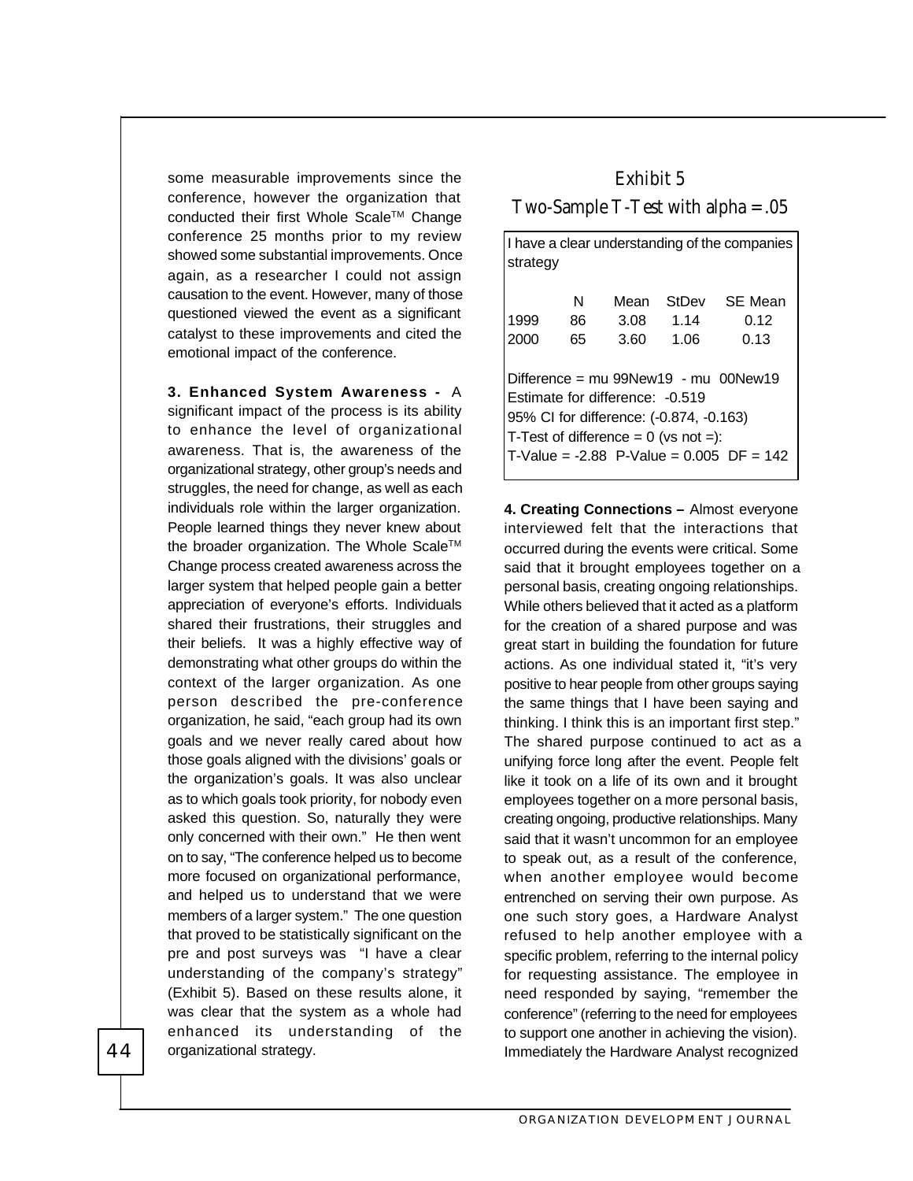some measurable improvements since the conference, however the organization that conducted their first Whole Scale™ Change conference 25 months prior to my review showed some substantial improvements. Once again, as a researcher I could not assign causation to the event. However, many of those questioned viewed the event as a significant catalyst to these improvements and cited the emotional impact of the conference.

**3. Enhanced System Awareness -** A significant impact of the process is its ability to enhance the level of organizational awareness. That is, the awareness of the organizational strategy, other group's needs and struggles, the need for change, as well as each individuals role within the larger organization. People learned things they never knew about the broader organization. The Whole Scale™ Change process created awareness across the larger system that helped people gain a better appreciation of everyone's efforts. Individuals shared their frustrations, their struggles and their beliefs. It was a highly effective way of demonstrating what other groups do within the context of the larger organization. As one person described the pre-conference organization, he said, "each group had its own goals and we never really cared about how those goals aligned with the divisions' goals or the organization's goals. It was also unclear as to which goals took priority, for nobody even asked this question. So, naturally they were only concerned with their own." He then went on to say, "The conference helped us to become more focused on organizational performance, and helped us to understand that we were members of a larger system." The one question that proved to be statistically significant on the pre and post surveys was "I have a clear understanding of the company's strategy" (Exhibit 5). Based on these results alone, it was clear that the system as a whole had enhanced its understanding of the organizational strategy.

## Exhibit 5

### Two-Sample T-Test with alpha = .05

I have a clear understanding of the companies strategy

| | N | Mean | StDev | SE Mean |
|---|---|---|---|---|
| 1999 | 86 | 3.08 | 1.14 | 0.12 |
| 2000 | 65 | 3.60 | 1.06 | 0.13 |

Difference = mu 99New19 - mu 00New19
Estimate for difference: -0.519
95% CI for difference: (-0.874, -0.163)
T-Test of difference = 0 (vs not =):
T-Value = -2.88 P-Value = 0.005 DF = 142

**4. Creating Connections –** Almost everyone interviewed felt that the interactions that occurred during the events were critical. Some said that it brought employees together on a personal basis, creating ongoing relationships. While others believed that it acted as a platform for the creation of a shared purpose and was great start in building the foundation for future actions. As one individual stated it, "it's very positive to hear people from other groups saying the same things that I have been saying and thinking. I think this is an important first step." The shared purpose continued to act as a unifying force long after the event. People felt like it took on a life of its own and it brought employees together on a more personal basis, creating ongoing, productive relationships. Many said that it wasn't uncommon for an employee to speak out, as a result of the conference, when another employee would become entrenched on serving their own purpose. As one such story goes, a Hardware Analyst refused to help another employee with a specific problem, referring to the internal policy for requesting assistance. The employee in need responded by saying, "remember the conference" (referring to the need for employees to support one another in achieving the vision). Immediately the Hardware Analyst recognized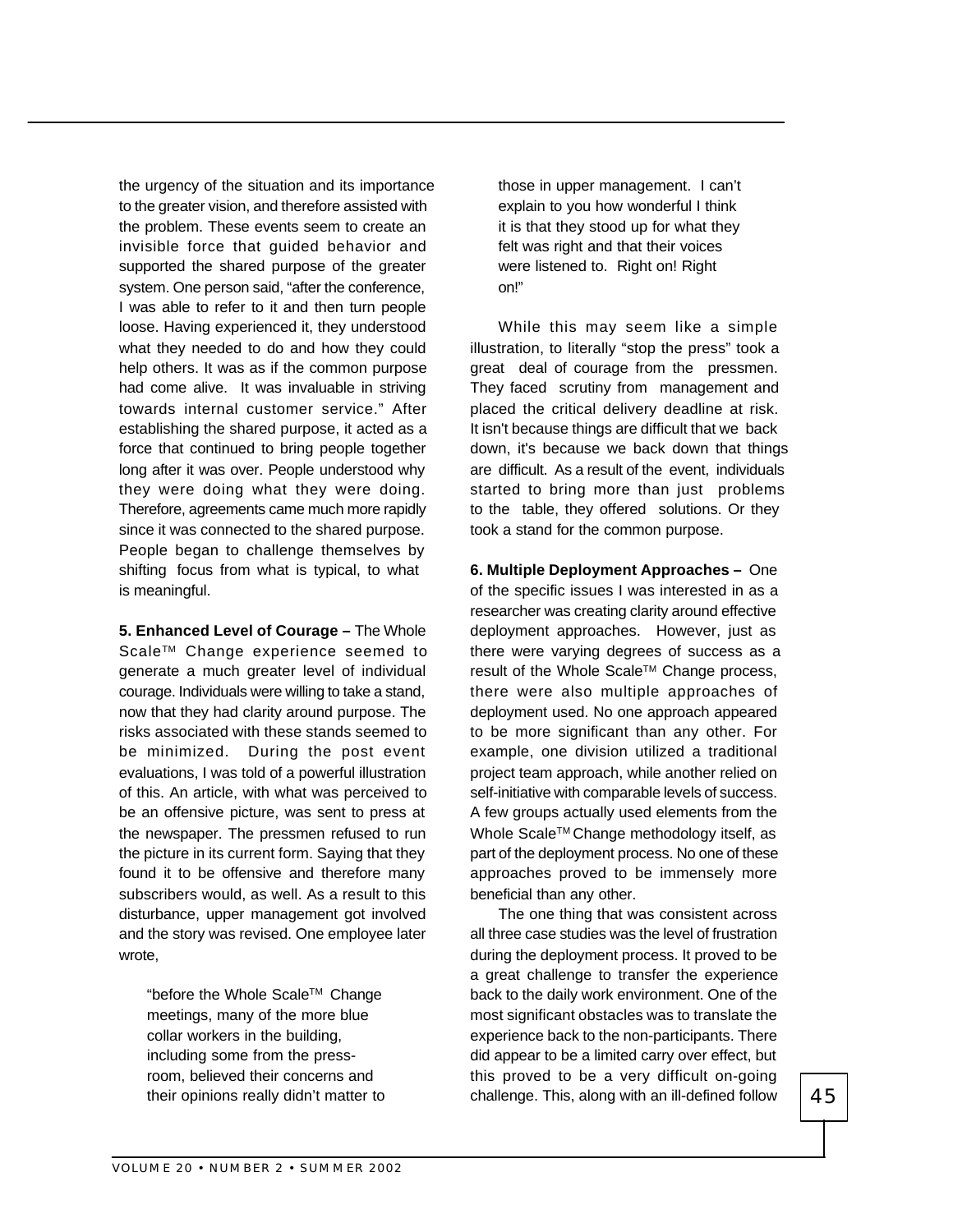the urgency of the situation and its importance to the greater vision, and therefore assisted with the problem. These events seem to create an invisible force that guided behavior and supported the shared purpose of the greater system. One person said, "after the conference, I was able to refer to it and then turn people loose. Having experienced it, they understood what they needed to do and how they could help others. It was as if the common purpose had come alive. It was invaluable in striving towards internal customer service." After establishing the shared purpose, it acted as a force that continued to bring people together long after it was over. People understood why they were doing what they were doing. Therefore, agreements came much more rapidly since it was connected to the shared purpose. People began to challenge themselves by shifting focus from what is typical, to what is meaningful.

**5. Enhanced Level of Courage –** The Whole Scale™ Change experience seemed to generate a much greater level of individual courage. Individuals were willing to take a stand, now that they had clarity around purpose. The risks associated with these stands seemed to be minimized. During the post event evaluations, I was told of a powerful illustration of this. An article, with what was perceived to be an offensive picture, was sent to press at the newspaper. The pressmen refused to run the picture in its current form. Saying that they found it to be offensive and therefore many subscribers would, as well. As a result to this disturbance, upper management got involved and the story was revised. One employee later wrote,

> "before the Whole Scale™ Change meetings, many of the more blue collar workers in the building, including some from the press-room, believed their concerns and their opinions really didn't matter to those in upper management. I can't explain to you how wonderful I think it is that they stood up for what they felt was right and that their voices were listened to. Right on! Right on!"

While this may seem like a simple illustration, to literally "stop the press" took a great deal of courage from the pressmen. They faced scrutiny from management and placed the critical delivery deadline at risk. It isn't because things are difficult that we back down, it's because we back down that things are difficult. As a result of the event, individuals started to bring more than just problems to the table, they offered solutions. Or they took a stand for the common purpose.

**6. Multiple Deployment Approaches –** One of the specific issues I was interested in as a researcher was creating clarity around effective deployment approaches. However, just as there were varying degrees of success as a result of the Whole Scale™ Change process, there were also multiple approaches of deployment used. No one approach appeared to be more significant than any other. For example, one division utilized a traditional project team approach, while another relied on self-initiative with comparable levels of success. A few groups actually used elements from the Whole Scale™ Change methodology itself, as part of the deployment process. No one of these approaches proved to be immensely more beneficial than any other.

The one thing that was consistent across all three case studies was the level of frustration during the deployment process. It proved to be a great challenge to transfer the experience back to the daily work environment. One of the most significant obstacles was to translate the experience back to the non-participants. There did appear to be a limited carry over effect, but this proved to be a very difficult on-going challenge. This, along with an ill-defined follow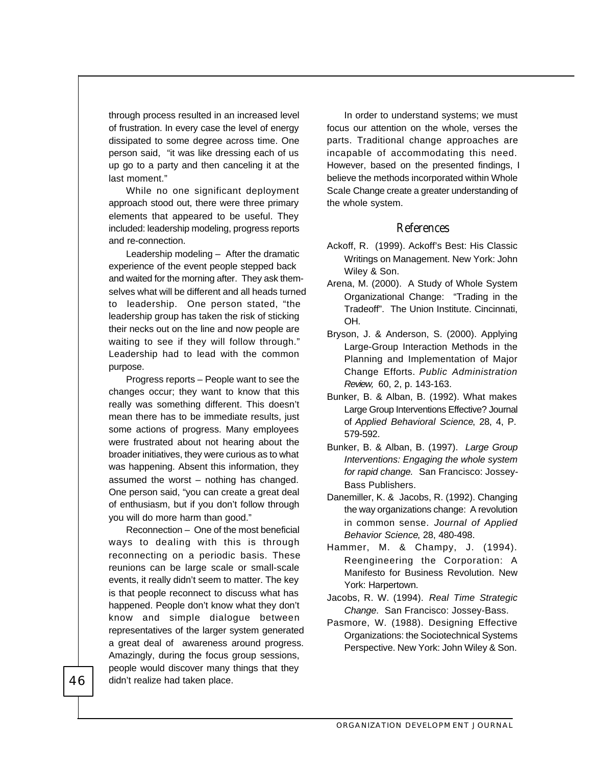through process resulted in an increased level of frustration. In every case the level of energy dissipated to some degree across time. One person said, "it was like dressing each of us up go to a party and then canceling it at the last moment."

While no one significant deployment approach stood out, there were three primary elements that appeared to be useful. They included: leadership modeling, progress reports and re-connection.

Leadership modeling – After the dramatic experience of the event people stepped back and waited for the morning after. They ask themselves what will be different and all heads turned to leadership. One person stated, "the leadership group has taken the risk of sticking their necks out on the line and now people are waiting to see if they will follow through." Leadership had to lead with the common purpose.

Progress reports – People want to see the changes occur; they want to know that this really was something different. This doesn't mean there has to be immediate results, just some actions of progress. Many employees were frustrated about not hearing about the broader initiatives, they were curious as to what was happening. Absent this information, they assumed the worst – nothing has changed. One person said, "you can create a great deal of enthusiasm, but if you don't follow through you will do more harm than good."

Reconnection – One of the most beneficial ways to dealing with this is through reconnecting on a periodic basis. These reunions can be large scale or small-scale events, it really didn't seem to matter. The key is that people reconnect to discuss what has happened. People don't know what they don't know and simple dialogue between representatives of the larger system generated a great deal of awareness around progress. Amazingly, during the focus group sessions, people would discover many things that they didn't realize had taken place.

In order to understand systems; we must focus our attention on the whole, verses the parts. Traditional change approaches are incapable of accommodating this need. However, based on the presented findings, I believe the methods incorporated within Whole Scale Change create a greater understanding of the whole system.

## References

Ackoff, R. (1999). Ackoff's Best: His Classic Writings on Management. New York: John Wiley & Son.

Arena, M. (2000). A Study of Whole System Organizational Change: "Trading in the Tradeoff". The Union Institute. Cincinnati, OH.

Bryson, J. & Anderson, S. (2000). Applying Large-Group Interaction Methods in the Planning and Implementation of Major Change Efforts. *Public Administration Review,* 60, 2, p. 143-163.

Bunker, B. & Alban, B. (1992). What makes Large Group Interventions Effective? Journal of *Applied Behavioral Science*, 28, 4, P. 579-592.

Bunker, B. & Alban, B. (1997). *Large Group Interventions: Engaging the whole system for rapid change.* San Francisco: Jossey-Bass Publishers.

Danemiller, K. & Jacobs, R. (1992). Changing the way organizations change: A revolution in common sense. *Journal of Applied Behavior Science*, 28, 480-498.

Hammer, M. & Champy, J. (1994). Reengineering the Corporation: A Manifesto for Business Revolution. New York: Harpertown.

Jacobs, R. W. (1994). *Real Time Strategic Change.* San Francisco: Jossey-Bass.

Pasmore, W. (1988). Designing Effective Organizations: the Sociotechnical Systems Perspective. New York: John Wiley & Son.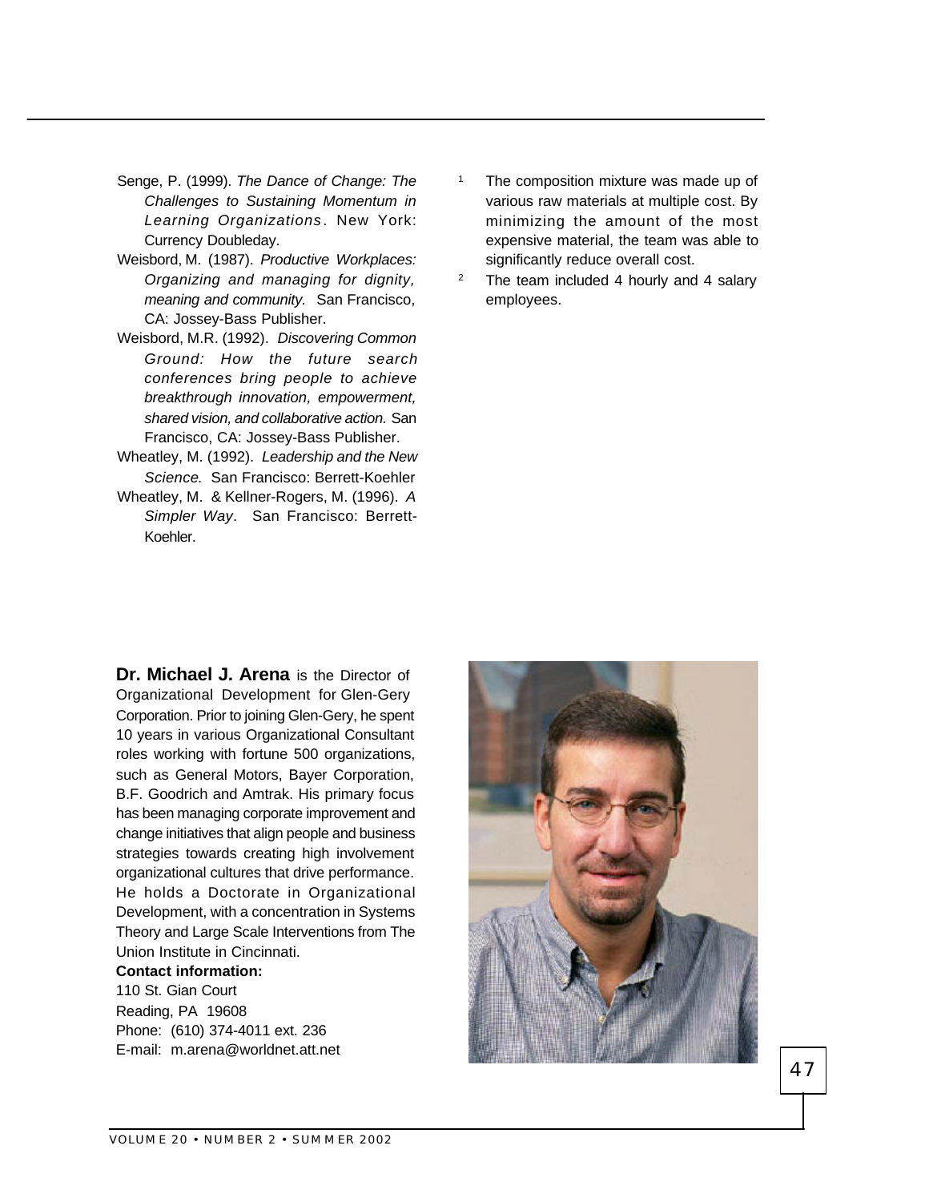Senge, P. (1999). *The Dance of Change: The Challenges to Sustaining Momentum in Learning Organizations*. New York: Currency Doubleday.

Weisbord, M. (1987). *Productive Workplaces: Organizing and managing for dignity, meaning and community.* San Francisco, CA: Jossey-Bass Publisher.

Weisbord, M.R. (1992). *Discovering Common Ground: How the future search conferences bring people to achieve breakthrough innovation, empowerment, shared vision, and collaborative action.* San Francisco, CA: Jossey-Bass Publisher.

Wheatley, M. (1992). *Leadership and the New Science.* San Francisco: Berrett-Koehler

Wheatley, M. & Kellner-Rogers, M. (1996). *A Simpler Way*. San Francisco: Berrett-Koehler.

[1] The composition mixture was made up of various raw materials at multiple cost. By minimizing the amount of the most expensive material, the team was able to significantly reduce overall cost.

[2] The team included 4 hourly and 4 salary employees.

**Dr. Michael J. Arena** is the Director of Organizational Development for Glen-Gery Corporation. Prior to joining Glen-Gery, he spent 10 years in various Organizational Consultant roles working with fortune 500 organizations, such as General Motors, Bayer Corporation, B.F. Goodrich and Amtrak. His primary focus has been managing corporate improvement and change initiatives that align people and business strategies towards creating high involvement organizational cultures that drive performance. He holds a Doctorate in Organizational Development, with a concentration in Systems Theory and Large Scale Interventions from The Union Institute in Cincinnati.

**Contact information:**

110 St. Gian Court
Reading, PA 19608
Phone: (610) 374-4011 ext. 236
E-mail: m.arena@worldnet.att.net